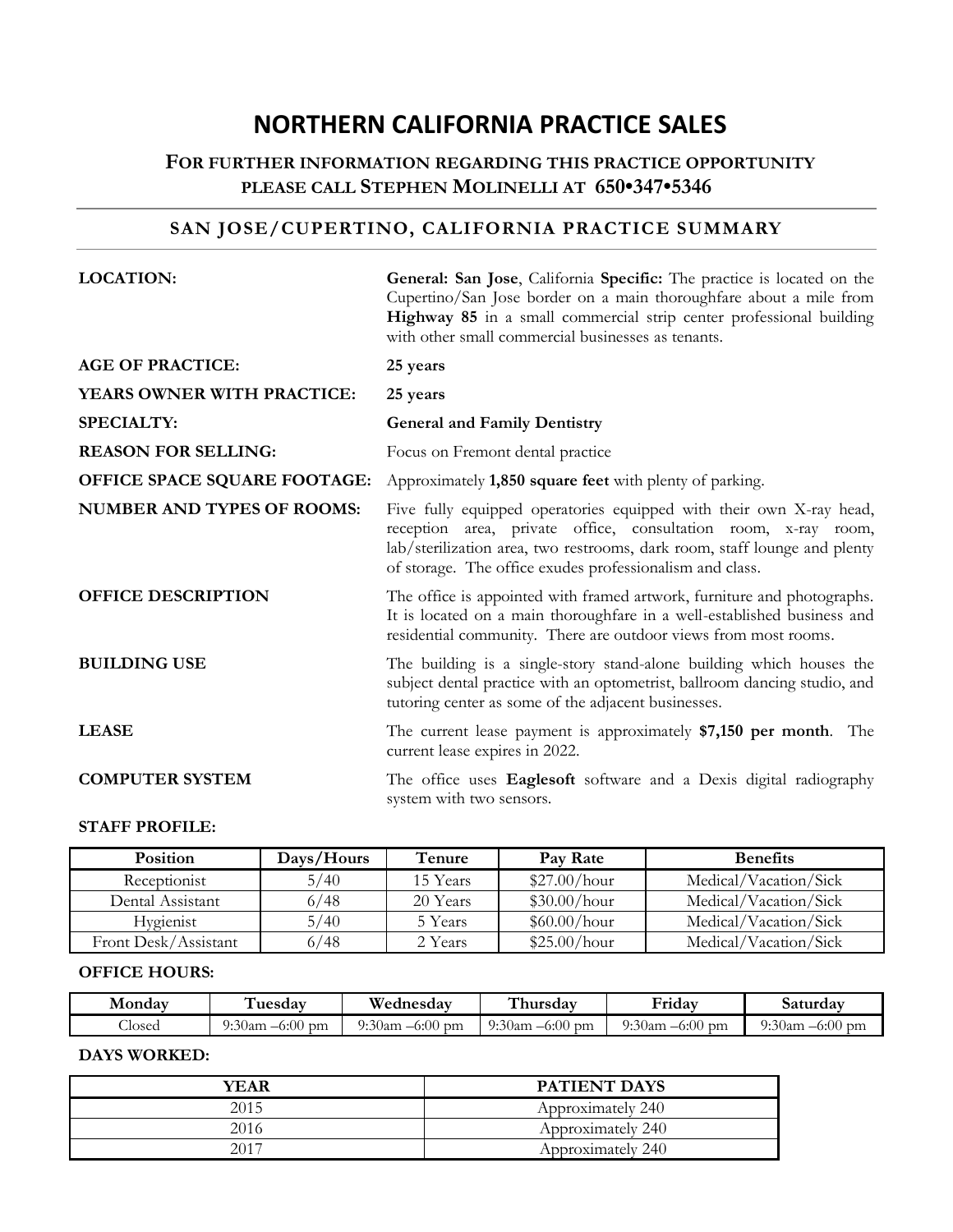# NORTHERN CALIFORNIA PRACTICE SALES

## FOR FURTHER INFORMATION REGARDING THIS PRACTICE OPPORTUNITY PLEASE CALL STEPHEN MOLINELLI AT 650•347•5346

### SAN JOSE/CUPERTINO, CALIFORNIA PRACTICE SUMMARY

**LOCATION:** **General: San Jose**, California **Specific:** The practice is located on the Cupertino/San Jose border on a main thoroughfare about a mile from **Highway 85** in a small commercial strip center professional building with other small commercial businesses as tenants.

**AGE OF PRACTICE:** **25 years**

**YEARS OWNER WITH PRACTICE:** **25 years**

**SPECIALTY:** **General and Family Dentistry**

**REASON FOR SELLING:** Focus on Fremont dental practice

**OFFICE SPACE SQUARE FOOTAGE:** Approximately **1,850 square feet** with plenty of parking.

**NUMBER AND TYPES OF ROOMS:** Five fully equipped operatories equipped with their own X-ray head, reception area, private office, consultation room, x-ray room, lab/sterilization area, two restrooms, dark room, staff lounge and plenty of storage. The office exudes professionalism and class.

**OFFICE DESCRIPTION** The office is appointed with framed artwork, furniture and photographs. It is located on a main thoroughfare in a well-established business and residential community. There are outdoor views from most rooms.

**BUILDING USE** The building is a single-story stand-alone building which houses the subject dental practice with an optometrist, ballroom dancing studio, and tutoring center as some of the adjacent businesses.

**LEASE** The current lease payment is approximately **$7,150 per month**. The current lease expires in 2022.

**COMPUTER SYSTEM** The office uses **Eaglesoft** software and a Dexis digital radiography system with two sensors.

**STAFF PROFILE:**

| Position | Days/Hours | Tenure | Pay Rate | Benefits |
|---|---|---|---|---|
| Receptionist | 5/40 | 15 Years | $27.00/hour | Medical/Vacation/Sick |
| Dental Assistant | 6/48 | 20 Years | $30.00/hour | Medical/Vacation/Sick |
| Hygienist | 5/40 | 5 Years | $60.00/hour | Medical/Vacation/Sick |
| Front Desk/Assistant | 6/48 | 2 Years | $25.00/hour | Medical/Vacation/Sick |

**OFFICE HOURS:**

| Monday | Tuesday | Wednesday | Thursday | Friday | Saturday |
|---|---|---|---|---|---|
| Closed | 9:30am –6:00 pm | 9:30am –6:00 pm | 9:30am –6:00 pm | 9:30am –6:00 pm | 9:30am –6:00 pm |

**DAYS WORKED:**

| YEAR | PATIENT DAYS |
|---|---|
| 2015 | Approximately 240 |
| 2016 | Approximately 240 |
| 2017 | Approximately 240 |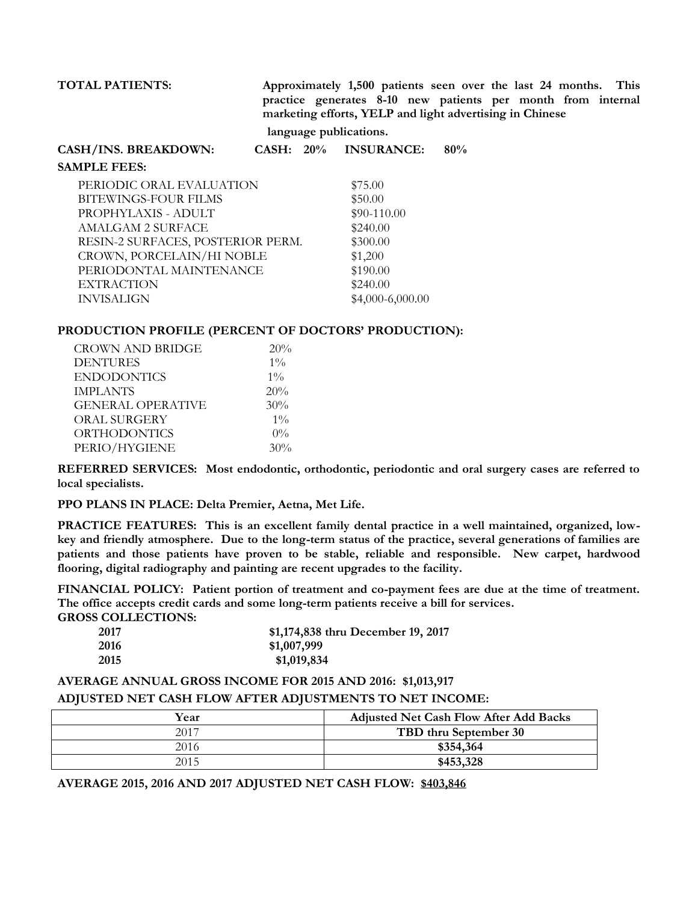**TOTAL PATIENTS:** **Approximately 1,500 patients seen over the last 24 months. This practice generates 8-10 new patients per month from internal marketing efforts, YELP and light advertising in Chinese language publications.**

**CASH/INS. BREAKDOWN:** **CASH: 20%** **INSURANCE: 80%**

**SAMPLE FEES:**

| | |
|---|---|
| PERIODIC ORAL EVALUATION | $75.00 |
| BITEWINGS-FOUR FILMS | $50.00 |
| PROPHYLAXIS - ADULT | $90-110.00 |
| AMALGAM 2 SURFACE | $240.00 |
| RESIN-2 SURFACES, POSTERIOR PERM. | $300.00 |
| CROWN, PORCELAIN/HI NOBLE | $1,200 |
| PERIODONTAL MAINTENANCE | $190.00 |
| EXTRACTION | $240.00 |
| INVISALIGN | $4,000-6,000.00 |

**PRODUCTION PROFILE (PERCENT OF DOCTORS' PRODUCTION):**

| | |
|---|---|
| CROWN AND BRIDGE | 20% |
| DENTURES | 1% |
| ENDODONTICS | 1% |
| IMPLANTS | 20% |
| GENERAL OPERATIVE | 30% |
| ORAL SURGERY | 1% |
| ORTHODONTICS | 0% |
| PERIO/HYGIENE | 30% |

**REFERRED SERVICES: Most endodontic, orthodontic, periodontic and oral surgery cases are referred to local specialists.**

**PPO PLANS IN PLACE: Delta Premier, Aetna, Met Life.**

**PRACTICE FEATURES: This is an excellent family dental practice in a well maintained, organized, low-key and friendly atmosphere. Due to the long-term status of the practice, several generations of families are patients and those patients have proven to be stable, reliable and responsible. New carpet, hardwood flooring, digital radiography and painting are recent upgrades to the facility.**

**FINANCIAL POLICY: Patient portion of treatment and co-payment fees are due at the time of treatment. The office accepts credit cards and some long-term patients receive a bill for services.**

**GROSS COLLECTIONS:**

| | |
|---|---|
| **2017** | **$1,174,838 thru December 19, 2017** |
| **2016** | **$1,007,999** |
| **2015** | **$1,019,834** |

**AVERAGE ANNUAL GROSS INCOME FOR 2015 AND 2016: $1,013,917**

**ADJUSTED NET CASH FLOW AFTER ADJUSTMENTS TO NET INCOME:**

| Year | Adjusted Net Cash Flow After Add Backs |
|---|---|
| 2017 | **TBD thru September 30** |
| 2016 | **$354,364** |
| 2015 | **$453,328** |

**AVERAGE 2015, 2016 AND 2017 ADJUSTED NET CASH FLOW: $403,846**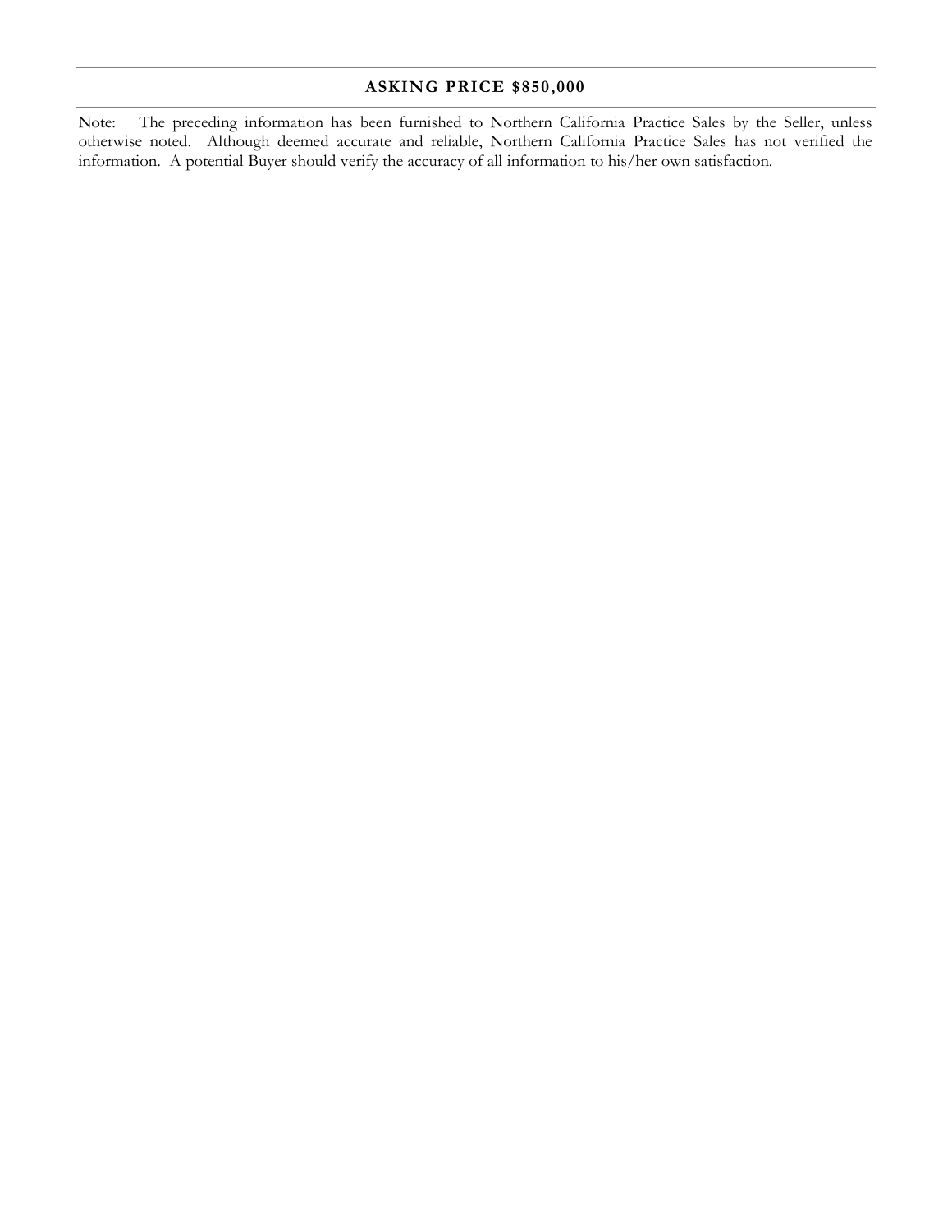**ASKING PRICE $850,000**

Note: The preceding information has been furnished to Northern California Practice Sales by the Seller, unless otherwise noted. Although deemed accurate and reliable, Northern California Practice Sales has not verified the information. A potential Buyer should verify the accuracy of all information to his/her own satisfaction.